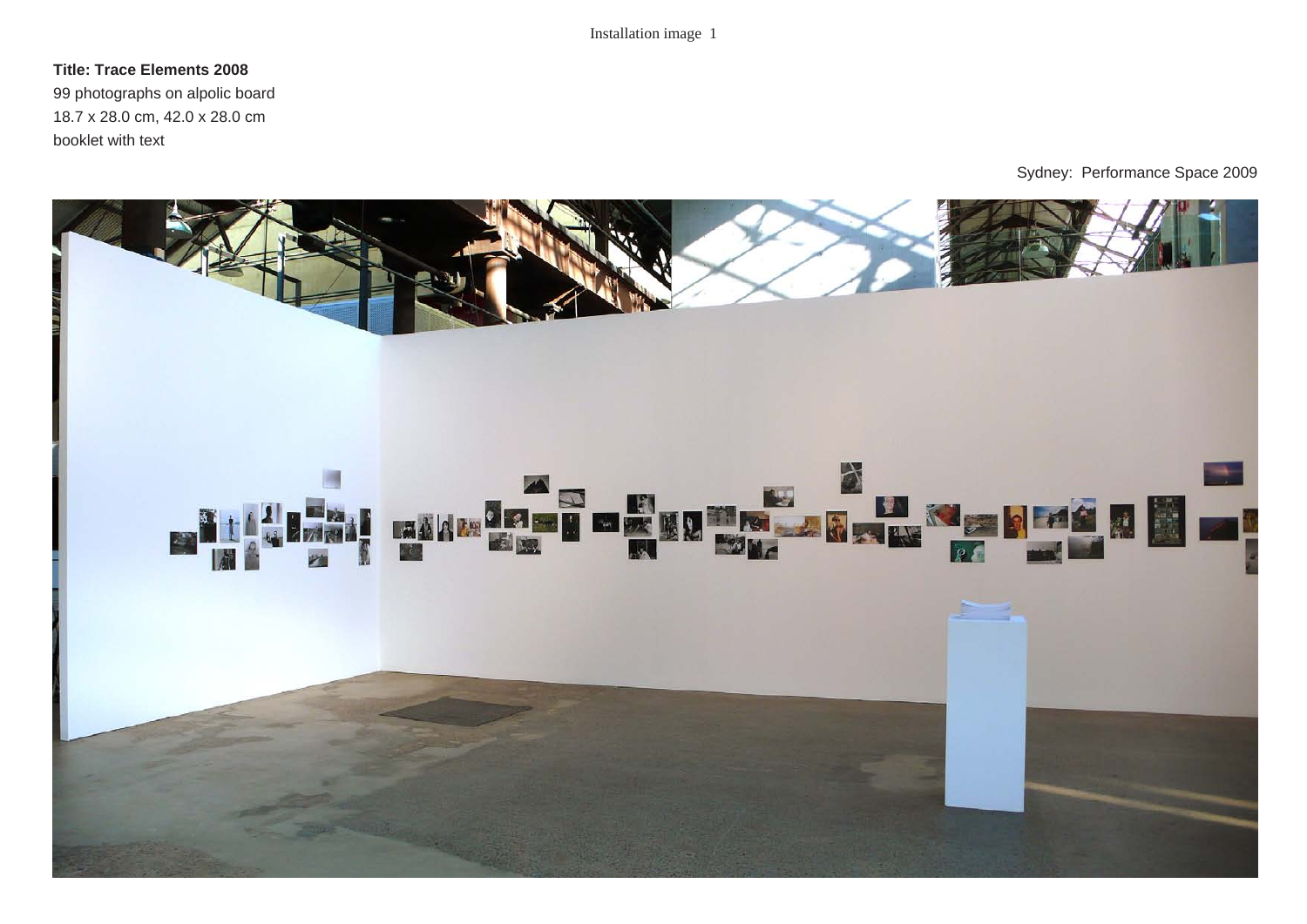Installation image 1

**Title: Trace Elements 2008**
99 photographs on alpolic board
18.7 x 28.0 cm, 42.0 x 28.0 cm
booklet with text

Sydney: Performance Space 2009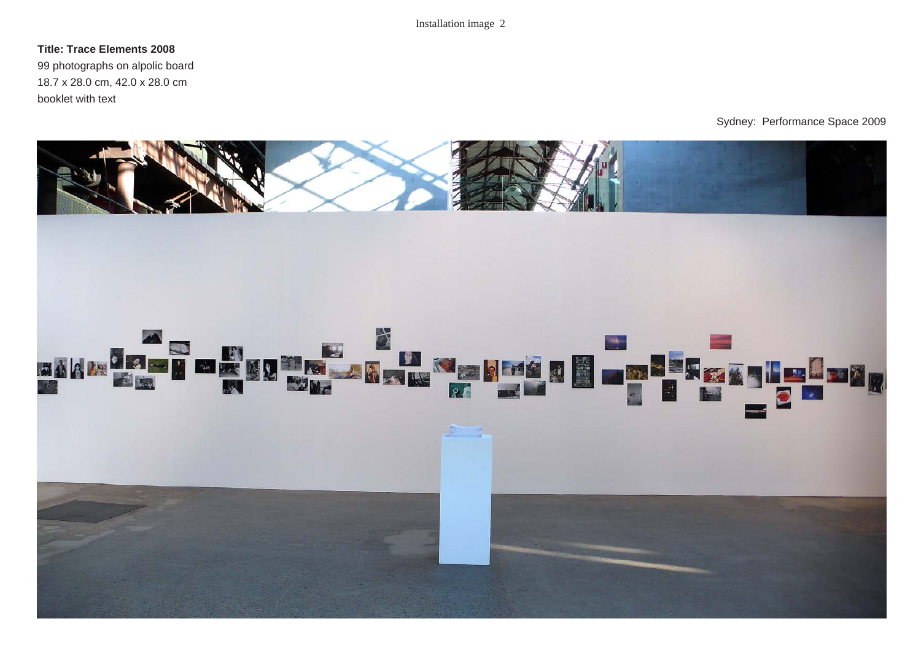Installation image 2

**Title: Trace Elements 2008**
99 photographs on alpolic board
18.7 x 28.0 cm, 42.0 x 28.0 cm
booklet with text

Sydney: Performance Space 2009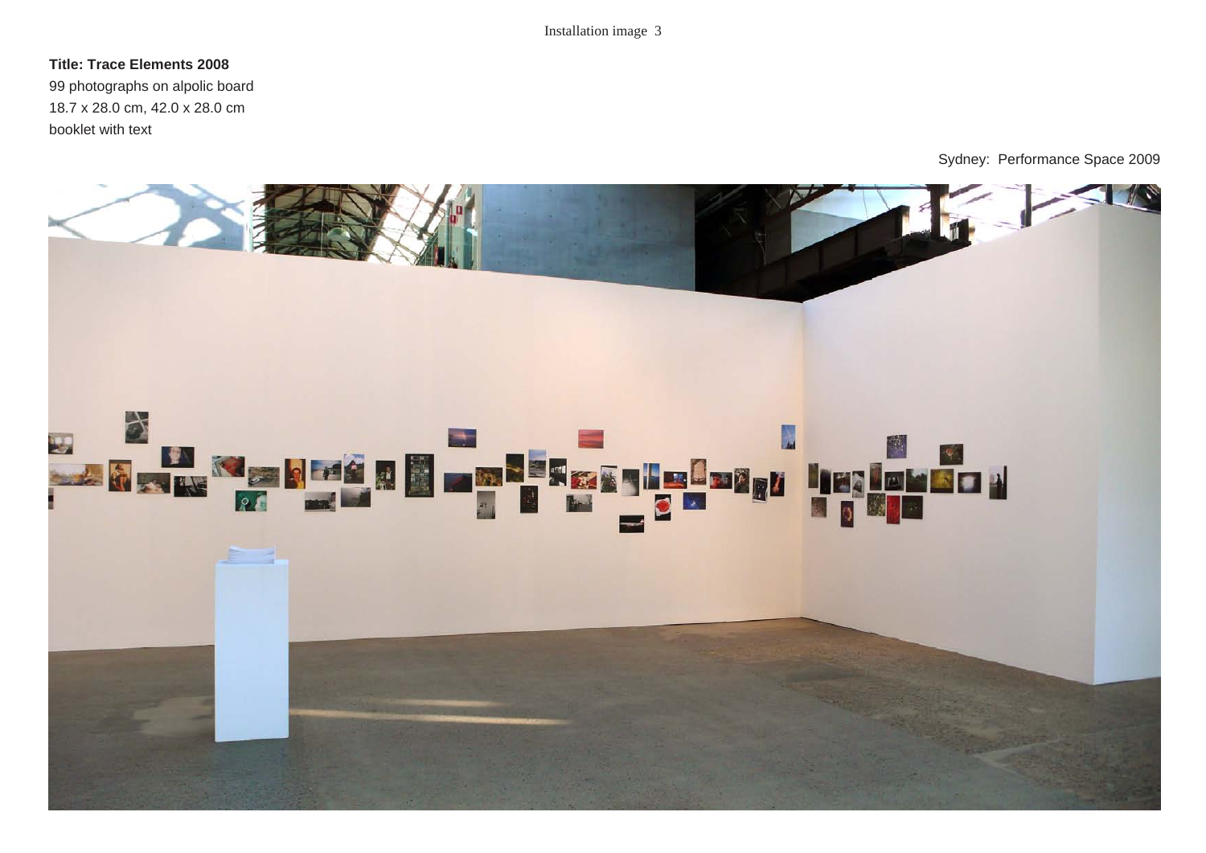Installation image 3

**Title: Trace Elements 2008**
99 photographs on alpolic board
18.7 x 28.0 cm, 42.0 x 28.0 cm
booklet with text

Sydney: Performance Space 2009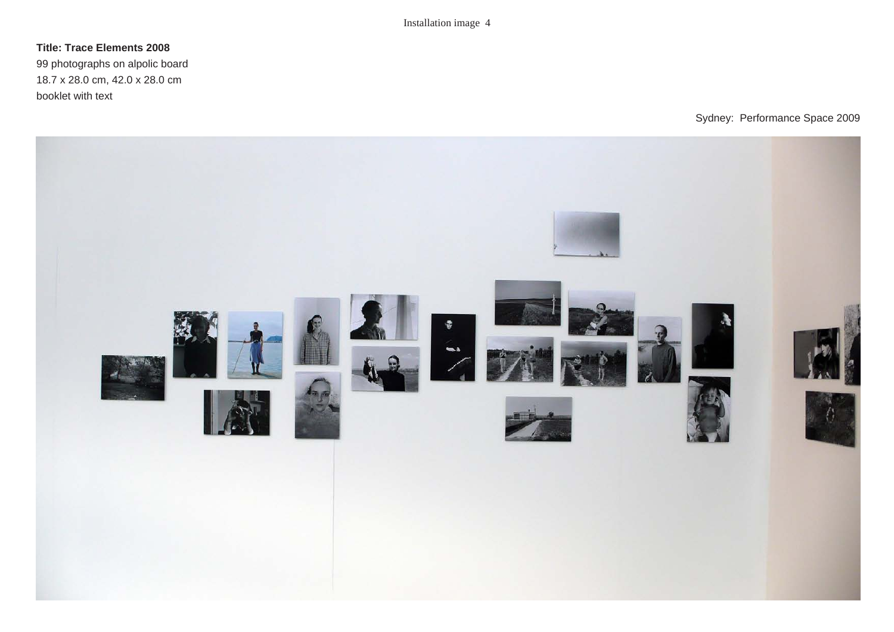Installation image 4

**Title: Trace Elements 2008**
99 photographs on alpolic board
18.7 x 28.0 cm, 42.0 x 28.0 cm
booklet with text

Sydney: Performance Space 2009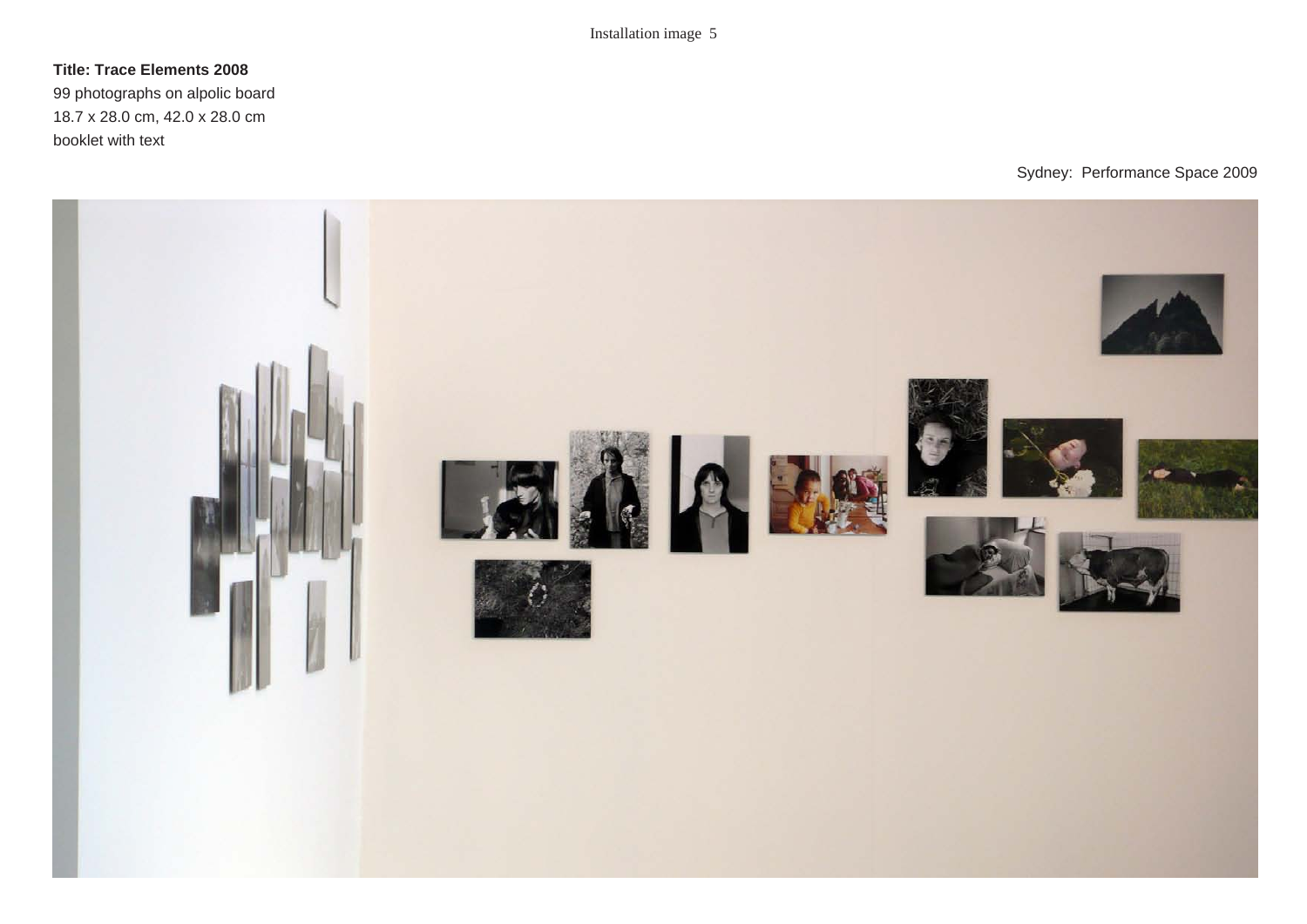Installation image 5

**Title: Trace Elements 2008**
99 photographs on alpolic board
18.7 x 28.0 cm, 42.0 x 28.0 cm
booklet with text

Sydney: Performance Space 2009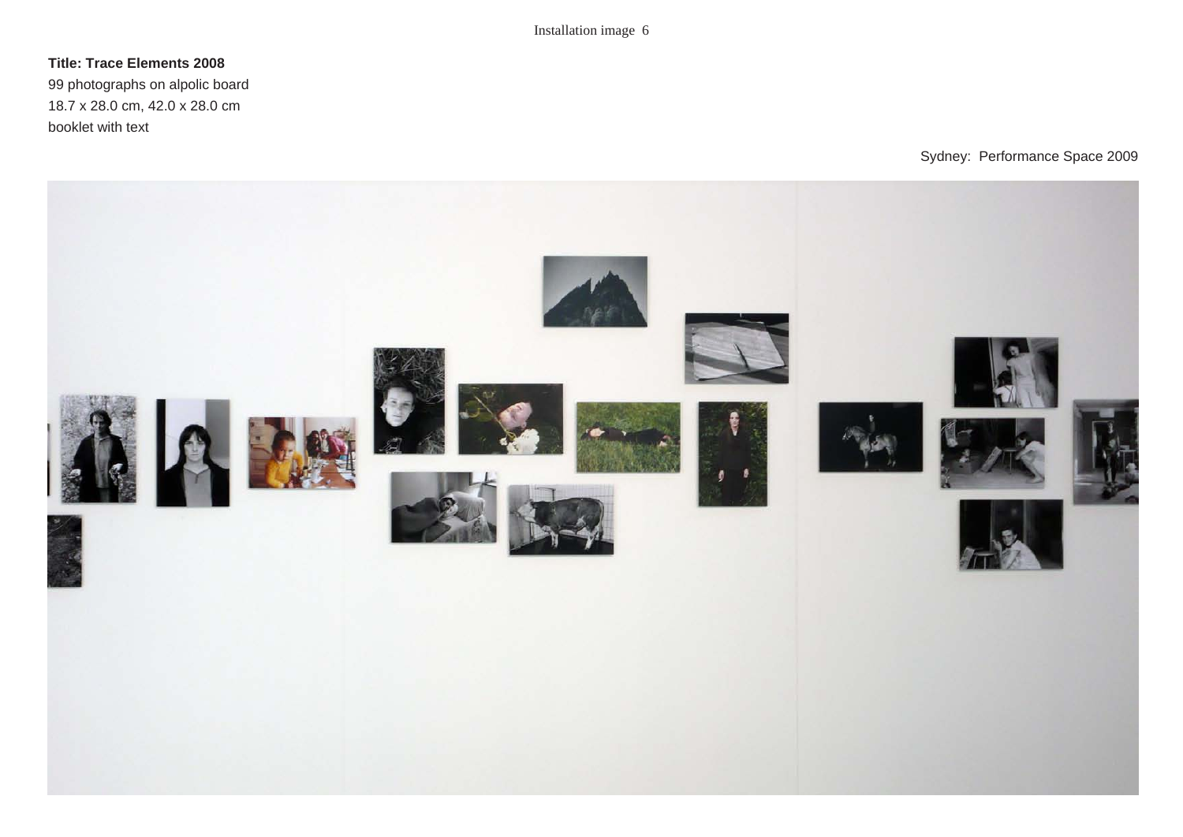Installation image 6

**Title: Trace Elements 2008**
99 photographs on alpolic board
18.7 x 28.0 cm, 42.0 x 28.0 cm
booklet with text

Sydney: Performance Space 2009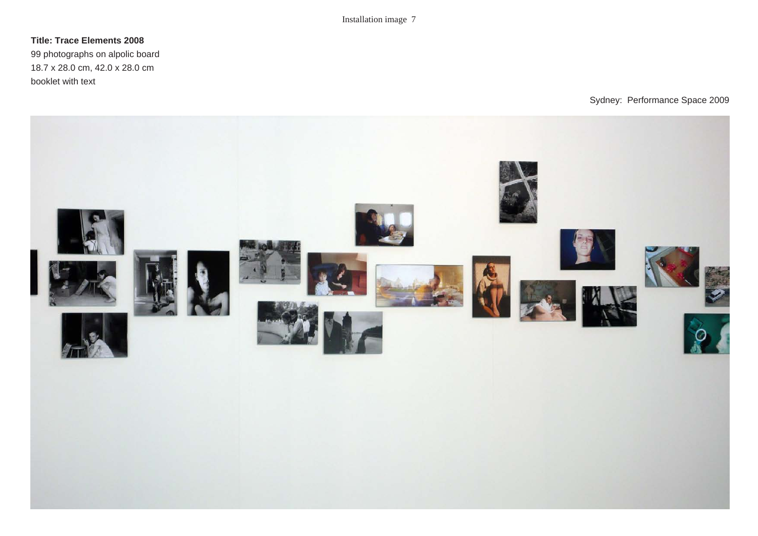Installation image 7

**Title: Trace Elements 2008**
99 photographs on alpolic board
18.7 x 28.0 cm, 42.0 x 28.0 cm
booklet with text

Sydney: Performance Space 2009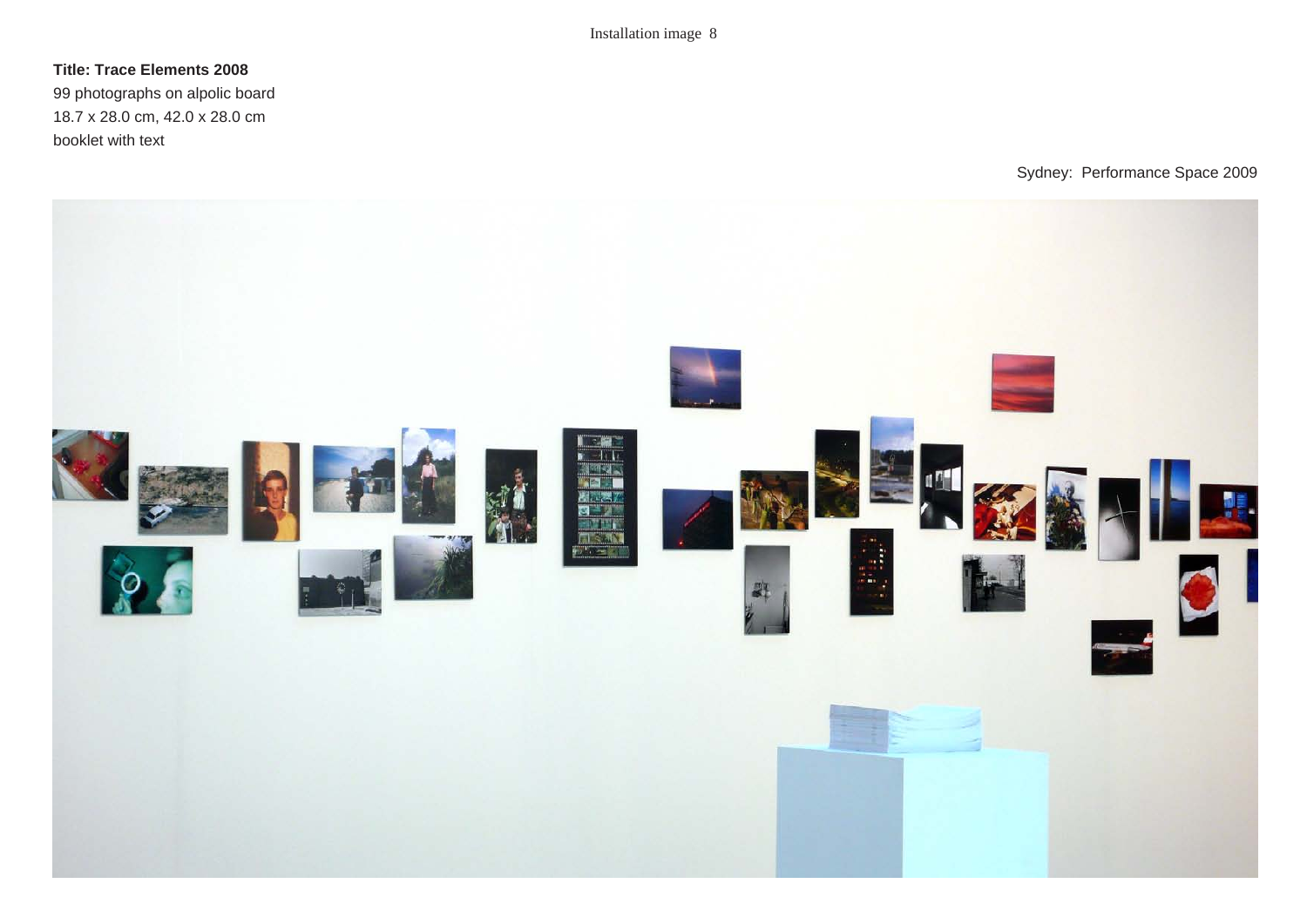Installation image 8

**Title: Trace Elements 2008**
99 photographs on alpolic board
18.7 x 28.0 cm, 42.0 x 28.0 cm
booklet with text

Sydney: Performance Space 2009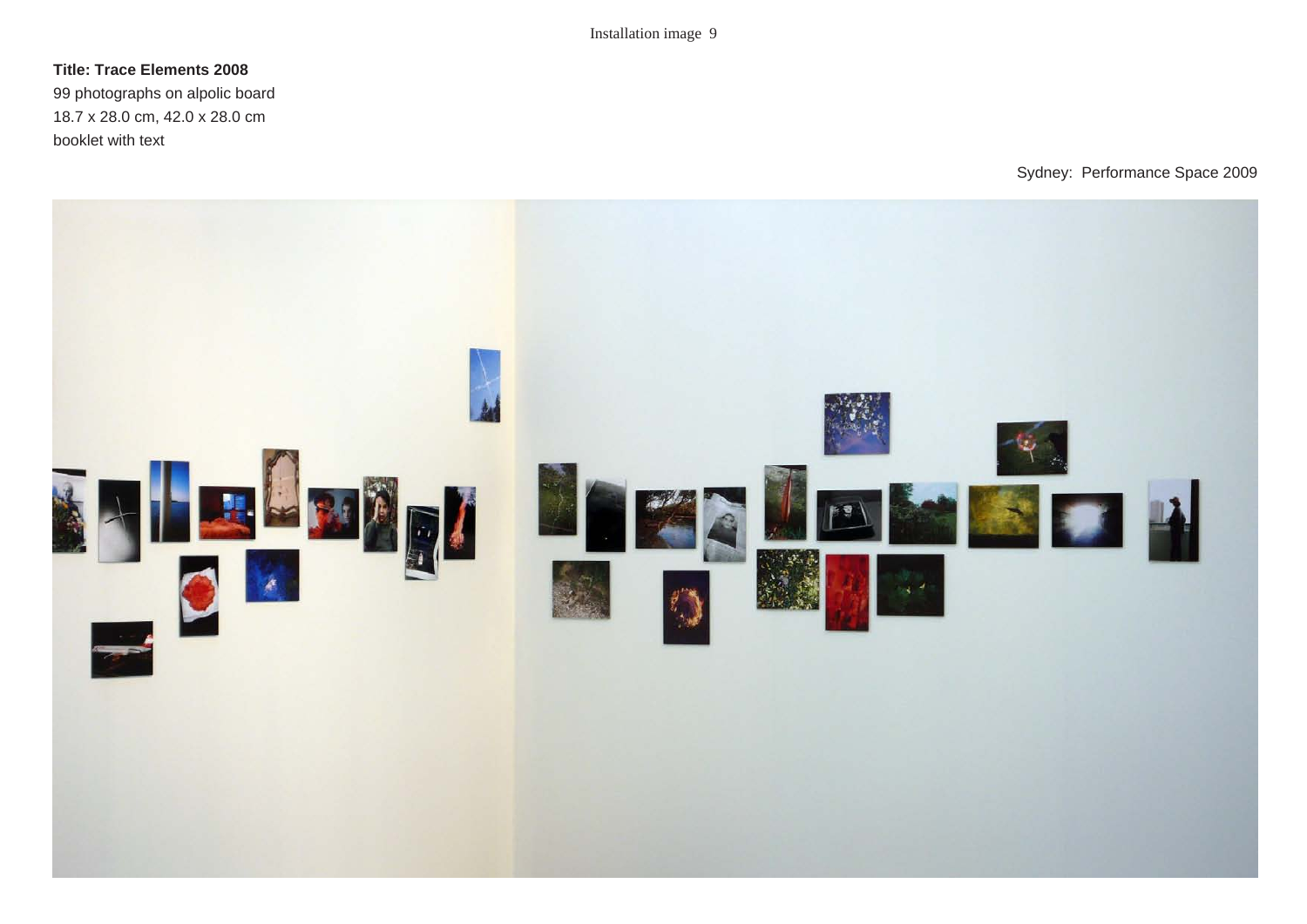Installation image 9

**Title: Trace Elements 2008**
99 photographs on alpolic board
18.7 x 28.0 cm, 42.0 x 28.0 cm
booklet with text

Sydney: Performance Space 2009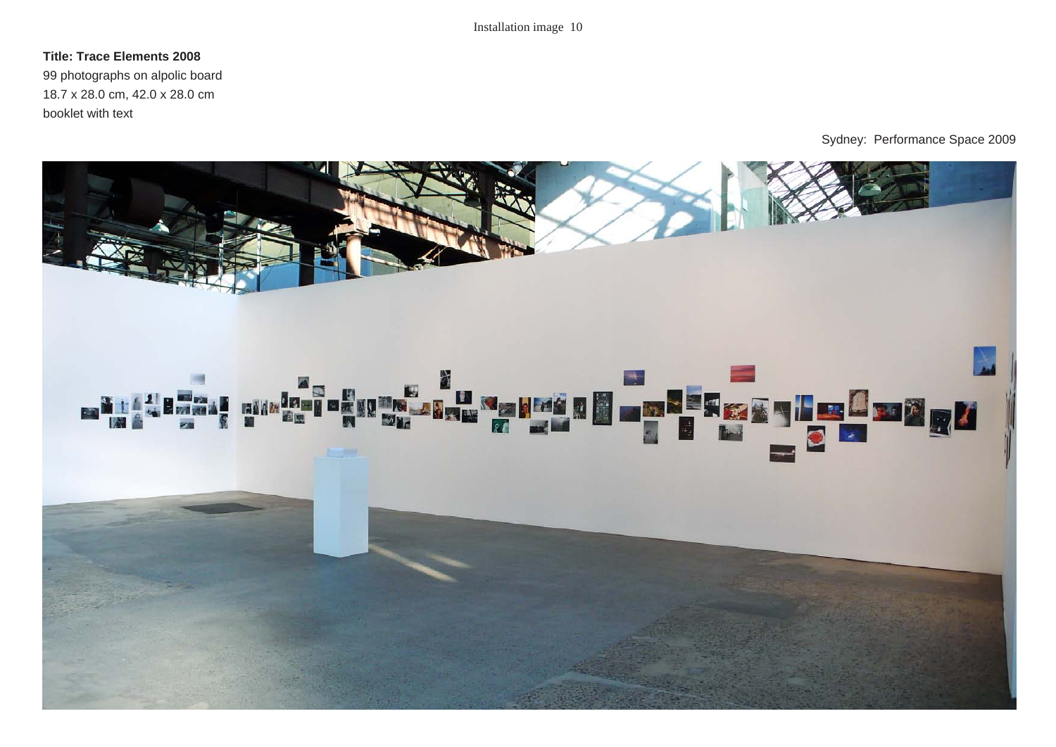Installation image 10

**Title: Trace Elements 2008**
99 photographs on alpolic board
18.7 x 28.0 cm, 42.0 x 28.0 cm
booklet with text

Sydney: Performance Space 2009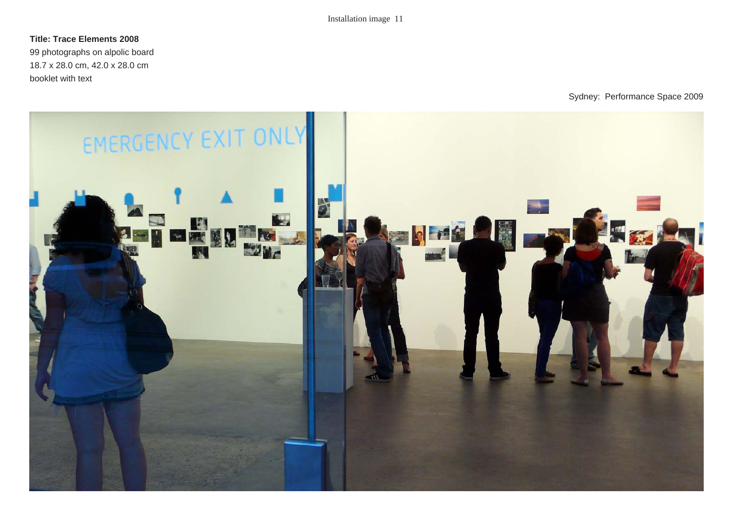Installation image 11

**Title: Trace Elements 2008**
99 photographs on alpolic board
18.7 x 28.0 cm, 42.0 x 28.0 cm
booklet with text

Sydney: Performance Space 2009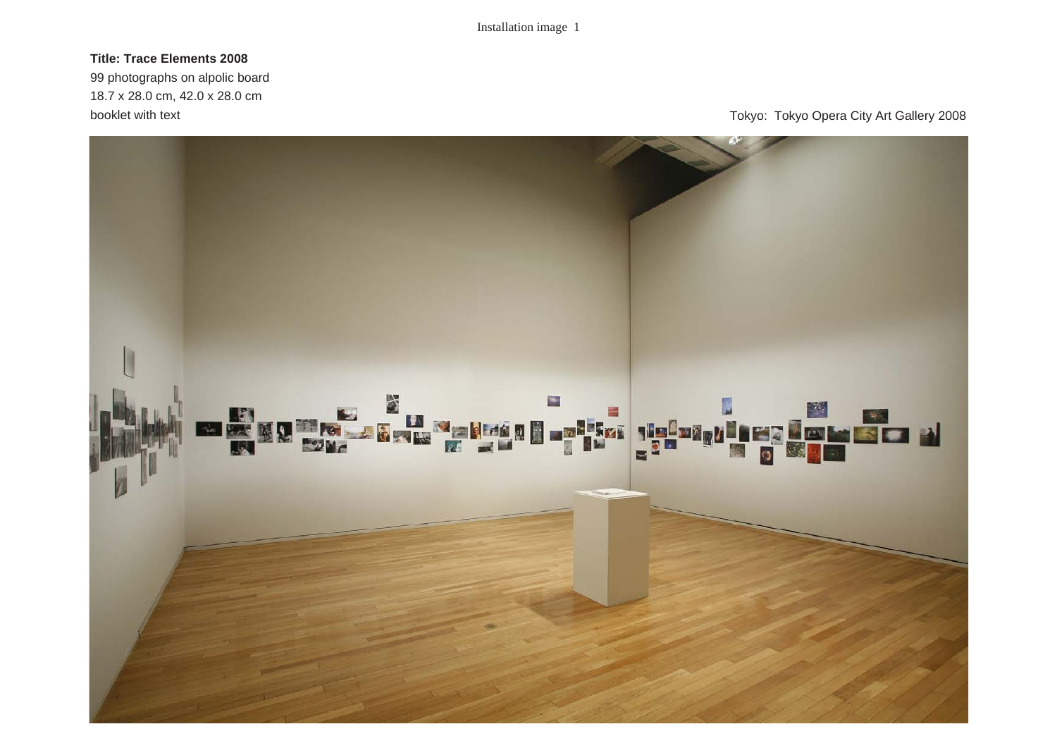Installation image 1

**Title: Trace Elements 2008**

99 photographs on alpolic board

18.7 x 28.0 cm, 42.0 x 28.0 cm

booklet with text

Tokyo: Tokyo Opera City Art Gallery 2008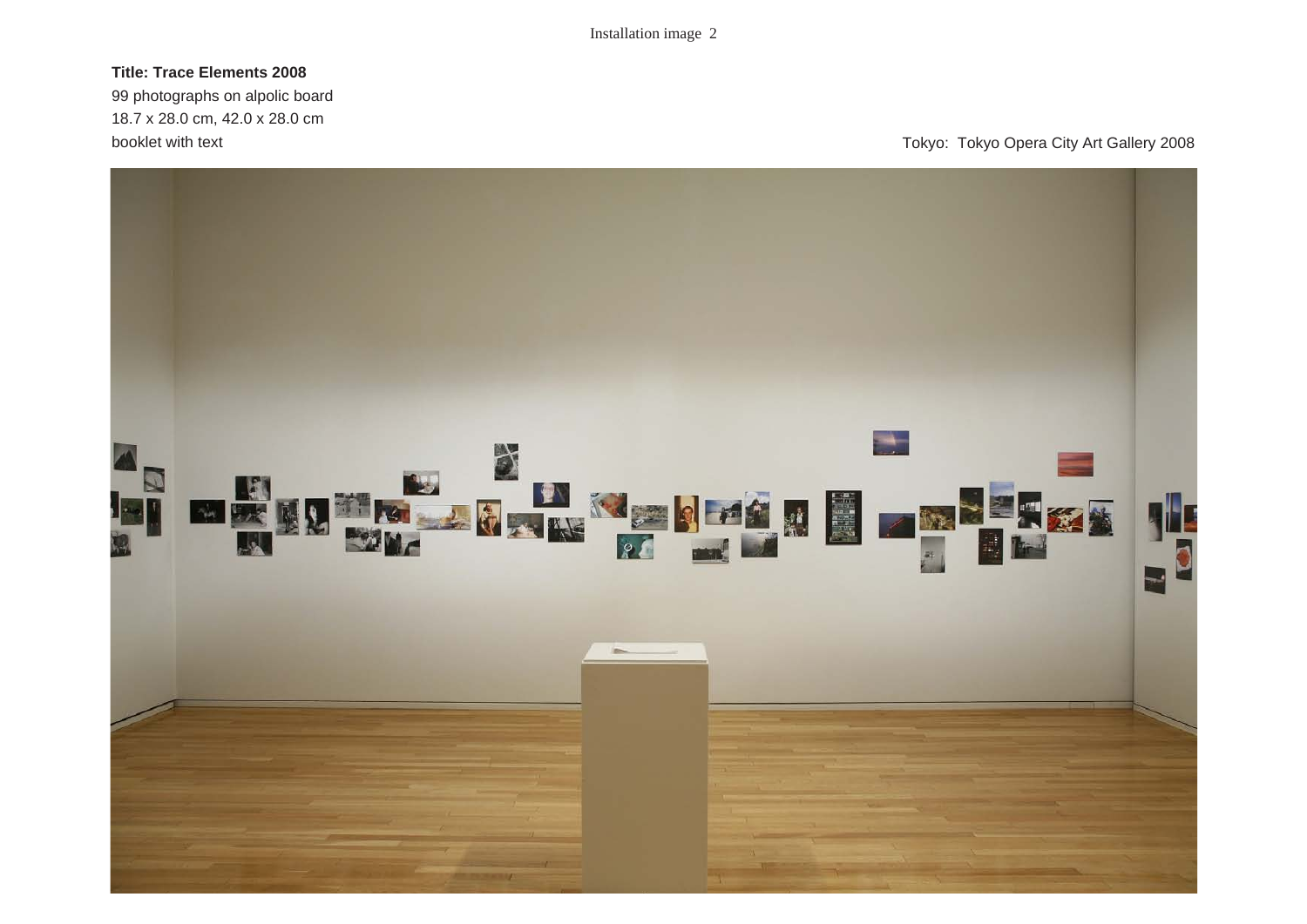Installation image 2

**Title: Trace Elements 2008**

99 photographs on alpolic board

18.7 x 28.0 cm, 42.0 x 28.0 cm

booklet with text

Tokyo: Tokyo Opera City Art Gallery 2008